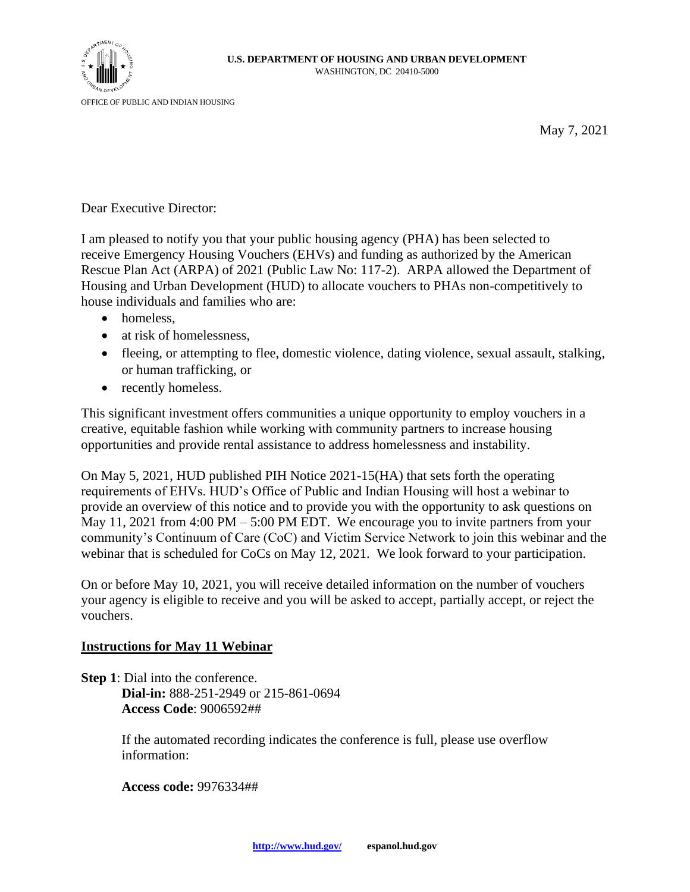**U.S. DEPARTMENT OF HOUSING AND URBAN DEVELOPMENT**
WASHINGTON, DC 20410-5000

OFFICE OF PUBLIC AND INDIAN HOUSING

May 7, 2021

Dear Executive Director:

I am pleased to notify you that your public housing agency (PHA) has been selected to receive Emergency Housing Vouchers (EHVs) and funding as authorized by the American Rescue Plan Act (ARPA) of 2021 (Public Law No: 117-2). ARPA allowed the Department of Housing and Urban Development (HUD) to allocate vouchers to PHAs non-competitively to house individuals and families who are:

- homeless,
- at risk of homelessness,
- fleeing, or attempting to flee, domestic violence, dating violence, sexual assault, stalking, or human trafficking, or
- recently homeless.

This significant investment offers communities a unique opportunity to employ vouchers in a creative, equitable fashion while working with community partners to increase housing opportunities and provide rental assistance to address homelessness and instability.

On May 5, 2021, HUD published PIH Notice 2021-15(HA) that sets forth the operating requirements of EHVs. HUD's Office of Public and Indian Housing will host a webinar to provide an overview of this notice and to provide you with the opportunity to ask questions on May 11, 2021 from 4:00 PM – 5:00 PM EDT. We encourage you to invite partners from your community's Continuum of Care (CoC) and Victim Service Network to join this webinar and the webinar that is scheduled for CoCs on May 12, 2021. We look forward to your participation.

On or before May 10, 2021, you will receive detailed information on the number of vouchers your agency is eligible to receive and you will be asked to accept, partially accept, or reject the vouchers.

## Instructions for May 11 Webinar

**Step 1**: Dial into the conference.
**Dial-in:** 888-251-2949 or 215-861-0694
**Access Code**: 9006592##

If the automated recording indicates the conference is full, please use overflow information:

**Access code:** 9976334##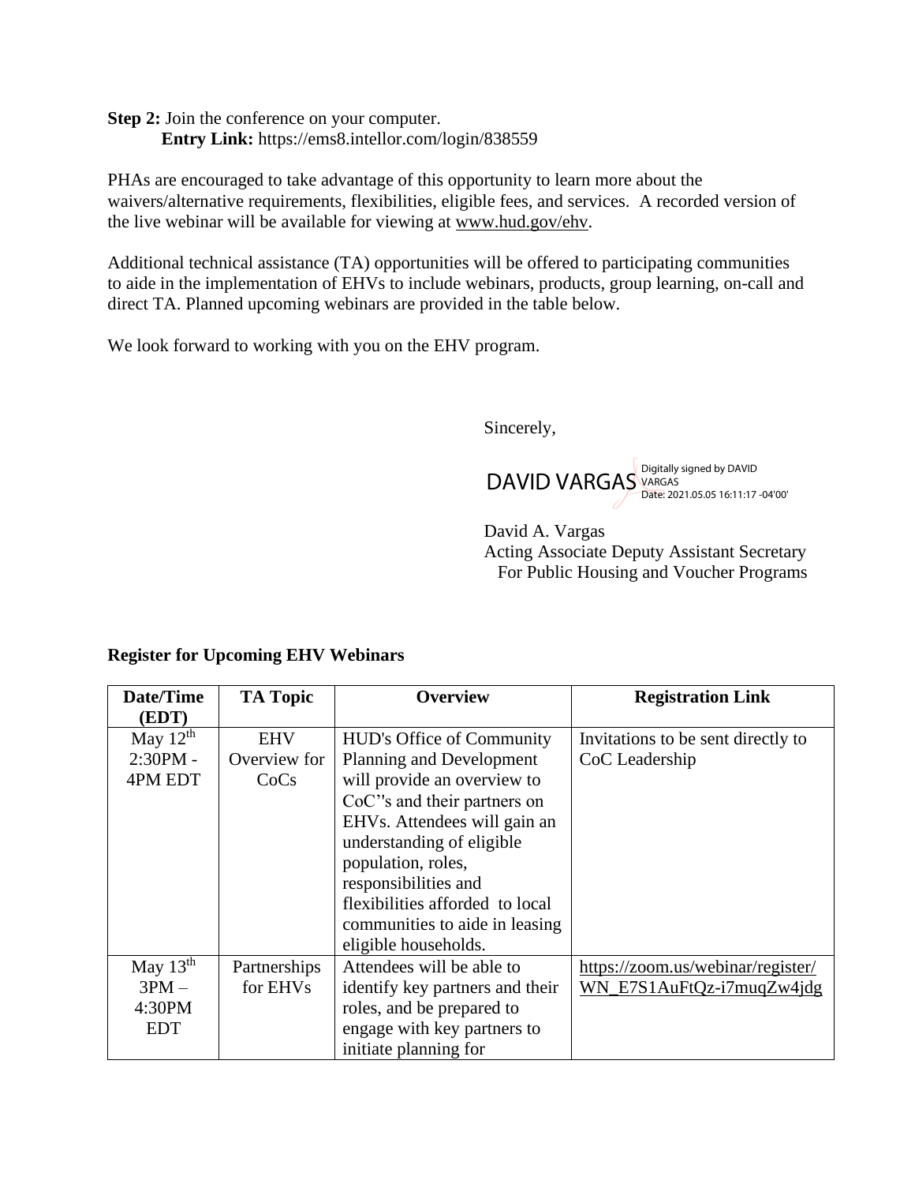**Step 2:** Join the conference on your computer.
**Entry Link:** https://ems8.intellor.com/login/838559

PHAs are encouraged to take advantage of this opportunity to learn more about the waivers/alternative requirements, flexibilities, eligible fees, and services. A recorded version of the live webinar will be available for viewing at www.hud.gov/ehv.

Additional technical assistance (TA) opportunities will be offered to participating communities to aide in the implementation of EHVs to include webinars, products, group learning, on-call and direct TA. Planned upcoming webinars are provided in the table below.

We look forward to working with you on the EHV program.

Sincerely,

DAVID VARGAS Digitally signed by DAVID VARGAS Date: 2021.05.05 16:11:17 -04'00'

David A. Vargas
Acting Associate Deputy Assistant Secretary
For Public Housing and Voucher Programs

**Register for Upcoming EHV Webinars**

| Date/Time (EDT) | TA Topic | Overview | Registration Link |
|---|---|---|---|
| May 12th 2:30PM - 4PM EDT | EHV Overview for CoCs | HUD's Office of Community Planning and Development will provide an overview to CoC''s and their partners on EHVs. Attendees will gain an understanding of eligible population, roles, responsibilities and flexibilities afforded to local communities to aide in leasing eligible households. | Invitations to be sent directly to CoC Leadership |
| May 13th 3PM – 4:30PM EDT | Partnerships for EHVs | Attendees will be able to identify key partners and their roles, and be prepared to engage with key partners to initiate planning for | https://zoom.us/webinar/register/WN_E7S1AuFtQz-i7muqZw4jdg |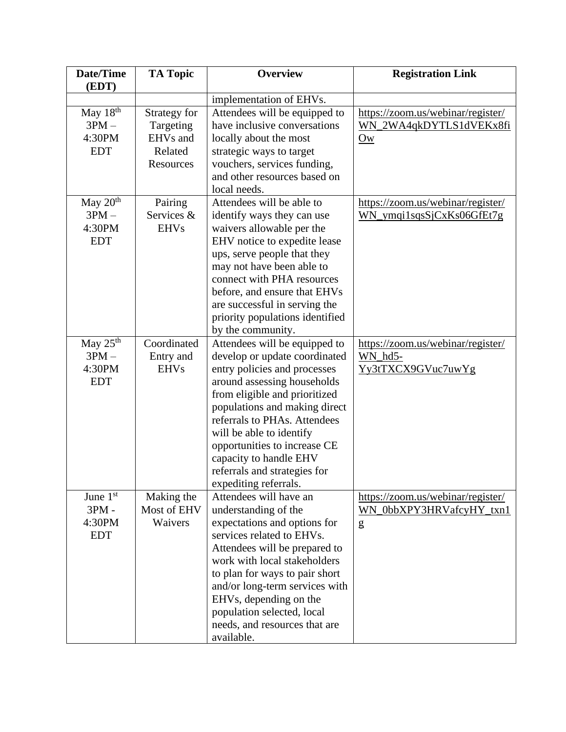| Date/Time (EDT) | TA Topic | Overview | Registration Link |
| --- | --- | --- | --- |
| | | implementation of EHVs. | |
| May 18th 3PM – 4:30PM EDT | Strategy for Targeting EHVs and Related Resources | Attendees will be equipped to have inclusive conversations locally about the most strategic ways to target vouchers, services funding, and other resources based on local needs. | https://zoom.us/webinar/register/WN_2WA4qkDYTLS1dVEKx8fiOw |
| May 20th 3PM – 4:30PM EDT | Pairing Services & EHVs | Attendees will be able to identify ways they can use waivers allowable per the EHV notice to expedite lease ups, serve people that they may not have been able to connect with PHA resources before, and ensure that EHVs are successful in serving the priority populations identified by the community. | https://zoom.us/webinar/register/WN_ymqi1sqsSjCxKs06GfEt7g |
| May 25th 3PM – 4:30PM EDT | Coordinated Entry and EHVs | Attendees will be equipped to develop or update coordinated entry policies and processes around assessing households from eligible and prioritized populations and making direct referrals to PHAs. Attendees will be able to identify opportunities to increase CE capacity to handle EHV referrals and strategies for expediting referrals. | https://zoom.us/webinar/register/WN_hd5-Yy3tTXCX9GVuc7uwYg |
| June 1st 3PM - 4:30PM EDT | Making the Most of EHV Waivers | Attendees will have an understanding of the expectations and options for services related to EHVs. Attendees will be prepared to work with local stakeholders to plan for ways to pair short and/or long-term services with EHVs, depending on the population selected, local needs, and resources that are available. | https://zoom.us/webinar/register/WN_0bbXPY3HRVafcyHY_txn1g |